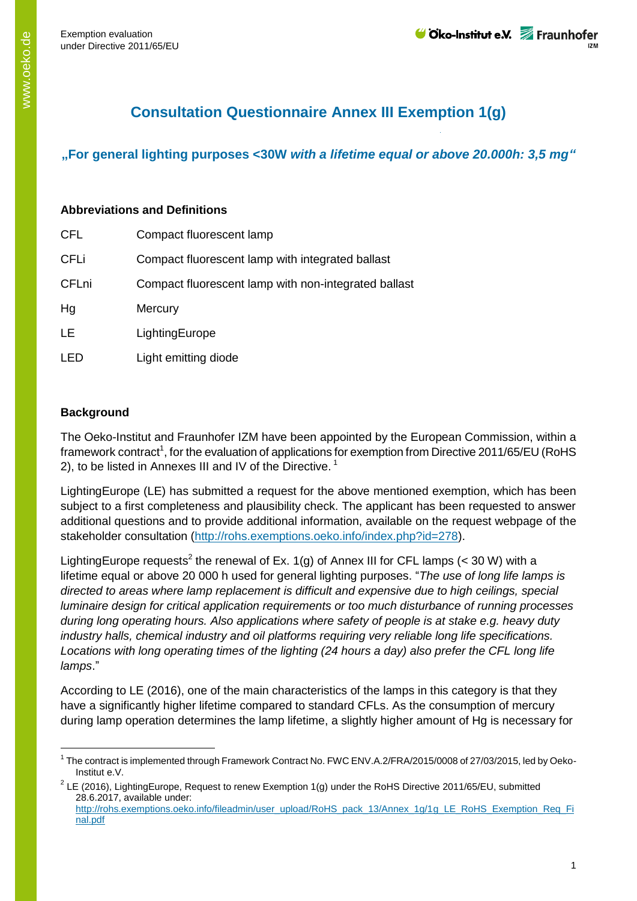# Consultation Questionnaire Annex III Exemption 1(g)

## „For general lighting purposes <30W *with a lifetime equal or above 20.000h: 3,5 mg“*

### Abbreviations and Definitions

| | |
|---|---|
| CFL | Compact fluorescent lamp |
| CFLi | Compact fluorescent lamp with integrated ballast |
| CFLni | Compact fluorescent lamp with non-integrated ballast |
| Hg | Mercury |
| LE | LightingEurope |
| LED | Light emitting diode |

### Background

The Oeko-Institut and Fraunhofer IZM have been appointed by the European Commission, within a framework contract[1], for the evaluation of applications for exemption from Directive 2011/65/EU (RoHS 2), to be listed in Annexes III and IV of the Directive. [1]

LightingEurope (LE) has submitted a request for the above mentioned exemption, which has been subject to a first completeness and plausibility check. The applicant has been requested to answer additional questions and to provide additional information, available on the request webpage of the stakeholder consultation (http://rohs.exemptions.oeko.info/index.php?id=278).

LightingEurope requests[2] the renewal of Ex. 1(g) of Annex III for CFL lamps (< 30 W) with a lifetime equal or above 20 000 h used for general lighting purposes. "*The use of long life lamps is directed to areas where lamp replacement is difficult and expensive due to high ceilings, special luminaire design for critical application requirements or too much disturbance of running processes during long operating hours. Also applications where safety of people is at stake e.g. heavy duty industry halls, chemical industry and oil platforms requiring very reliable long life specifications. Locations with long operating times of the lighting (24 hours a day) also prefer the CFL long life lamps*."

According to LE (2016), one of the main characteristics of the lamps in this category is that they have a significantly higher lifetime compared to standard CFLs. As the consumption of mercury during lamp operation determines the lamp lifetime, a slightly higher amount of Hg is necessary for

---

[1] The contract is implemented through Framework Contract No. FWC ENV.A.2/FRA/2015/0008 of 27/03/2015, led by Oeko-Institut e.V.

[2] LE (2016), LightingEurope, Request to renew Exemption 1(g) under the RoHS Directive 2011/65/EU, submitted 28.6.2017, available under: http://rohs.exemptions.oeko.info/fileadmin/user_upload/RoHS_pack_13/Annex_1g/1g_LE_RoHS_Exemption_Req_Final.pdf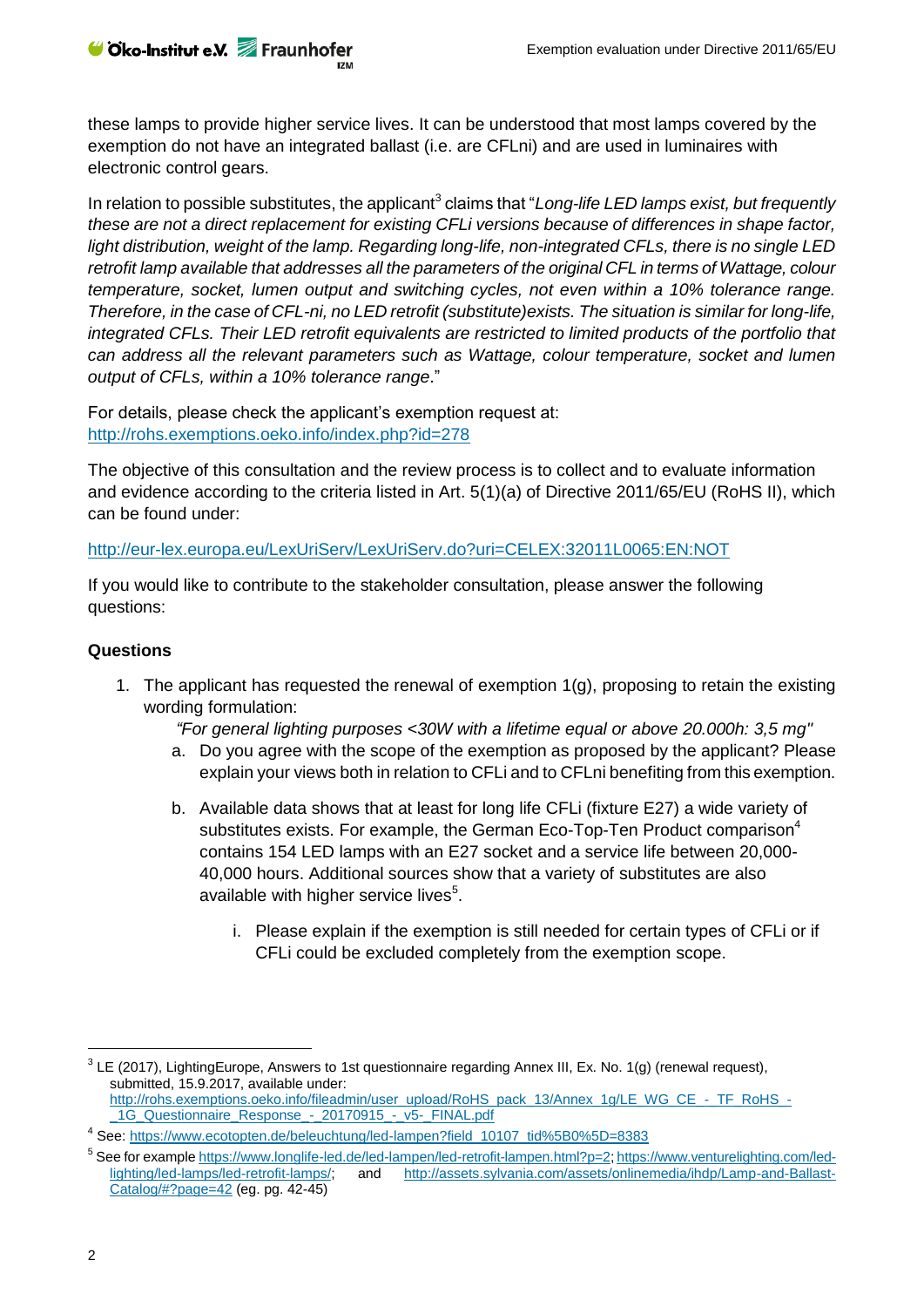these lamps to provide higher service lives. It can be understood that most lamps covered by the exemption do not have an integrated ballast (i.e. are CFLni) and are used in luminaires with electronic control gears.

In relation to possible substitutes, the applicant[3] claims that "*Long-life LED lamps exist, but frequently these are not a direct replacement for existing CFLi versions because of differences in shape factor, light distribution, weight of the lamp. Regarding long-life, non-integrated CFLs, there is no single LED retrofit lamp available that addresses all the parameters of the original CFL in terms of Wattage, colour temperature, socket, lumen output and switching cycles, not even within a 10% tolerance range. Therefore, in the case of CFL-ni, no LED retrofit (substitute)exists. The situation is similar for long-life, integrated CFLs. Their LED retrofit equivalents are restricted to limited products of the portfolio that can address all the relevant parameters such as Wattage, colour temperature, socket and lumen output of CFLs, within a 10% tolerance range*."

For details, please check the applicant's exemption request at:
http://rohs.exemptions.oeko.info/index.php?id=278

The objective of this consultation and the review process is to collect and to evaluate information and evidence according to the criteria listed in Art. 5(1)(a) of Directive 2011/65/EU (RoHS II), which can be found under:

http://eur-lex.europa.eu/LexUriServ/LexUriServ.do?uri=CELEX:32011L0065:EN:NOT

If you would like to contribute to the stakeholder consultation, please answer the following questions:

**Questions**

1. The applicant has requested the renewal of exemption 1(g), proposing to retain the existing wording formulation:
   *"For general lighting purposes <30W with a lifetime equal or above 20.000h: 3,5 mg"*
   a. Do you agree with the scope of the exemption as proposed by the applicant? Please explain your views both in relation to CFLi and to CFLni benefiting from this exemption.
   b. Available data shows that at least for long life CFLi (fixture E27) a wide variety of substitutes exists. For example, the German Eco-Top-Ten Product comparison[4] contains 154 LED lamps with an E27 socket and a service life between 20,000-40,000 hours. Additional sources show that a variety of substitutes are also available with higher service lives[5].
      i. Please explain if the exemption is still needed for certain types of CFLi or if CFLi could be excluded completely from the exemption scope.

---

[3] LE (2017), LightingEurope, Answers to 1st questionnaire regarding Annex III, Ex. No. 1(g) (renewal request), submitted, 15.9.2017, available under: http://rohs.exemptions.oeko.info/fileadmin/user_upload/RoHS_pack_13/Annex_1g/LE_WG_CE_-_TF_RoHS_-_1G_Questionnaire_Response_-_20170915_-_v5-_FINAL.pdf

[4] See: https://www.ecotopten.de/beleuchtung/led-lampen?field_10107_tid%5B0%5D=8383

[5] See for example https://www.longlife-led.de/led-lampen/led-retrofit-lampen.html?p=2; https://www.venturelighting.com/led-lighting/led-lamps/led-retrofit-lamps/; and http://assets.sylvania.com/assets/onlinemedia/ihdp/Lamp-and-Ballast-Catalog/#?page=42 (eg. pg. 42-45)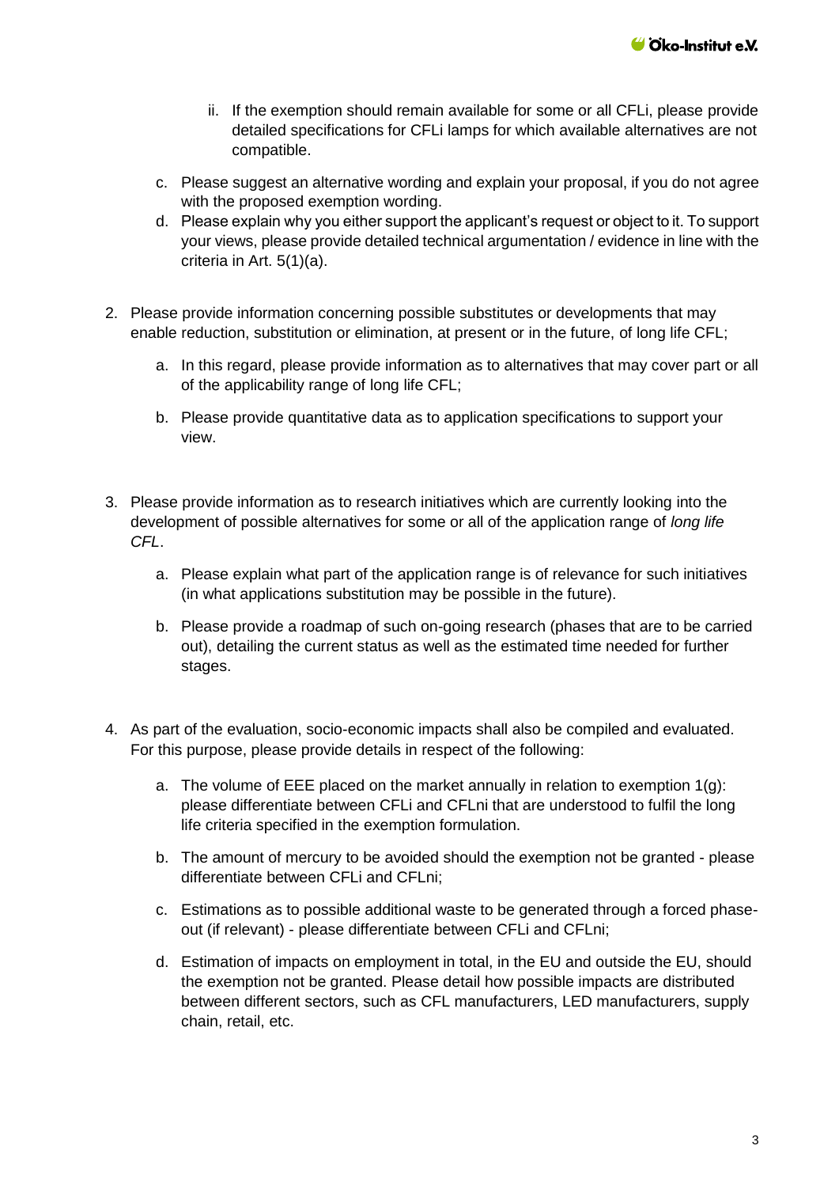ii. If the exemption should remain available for some or all CFLi, please provide detailed specifications for CFLi lamps for which available alternatives are not compatible.

c. Please suggest an alternative wording and explain your proposal, if you do not agree with the proposed exemption wording.

d. Please explain why you either support the applicant's request or object to it. To support your views, please provide detailed technical argumentation / evidence in line with the criteria in Art. 5(1)(a).

2. Please provide information concerning possible substitutes or developments that may enable reduction, substitution or elimination, at present or in the future, of long life CFL;

   a. In this regard, please provide information as to alternatives that may cover part or all of the applicability range of long life CFL;

   b. Please provide quantitative data as to application specifications to support your view.

3. Please provide information as to research initiatives which are currently looking into the development of possible alternatives for some or all of the application range of *long life CFL*.

   a. Please explain what part of the application range is of relevance for such initiatives (in what applications substitution may be possible in the future).

   b. Please provide a roadmap of such on-going research (phases that are to be carried out), detailing the current status as well as the estimated time needed for further stages.

4. As part of the evaluation, socio-economic impacts shall also be compiled and evaluated. For this purpose, please provide details in respect of the following:

   a. The volume of EEE placed on the market annually in relation to exemption 1(g): please differentiate between CFLi and CFLni that are understood to fulfil the long life criteria specified in the exemption formulation.

   b. The amount of mercury to be avoided should the exemption not be granted - please differentiate between CFLi and CFLni;

   c. Estimations as to possible additional waste to be generated through a forced phase-out (if relevant) - please differentiate between CFLi and CFLni;

   d. Estimation of impacts on employment in total, in the EU and outside the EU, should the exemption not be granted. Please detail how possible impacts are distributed between different sectors, such as CFL manufacturers, LED manufacturers, supply chain, retail, etc.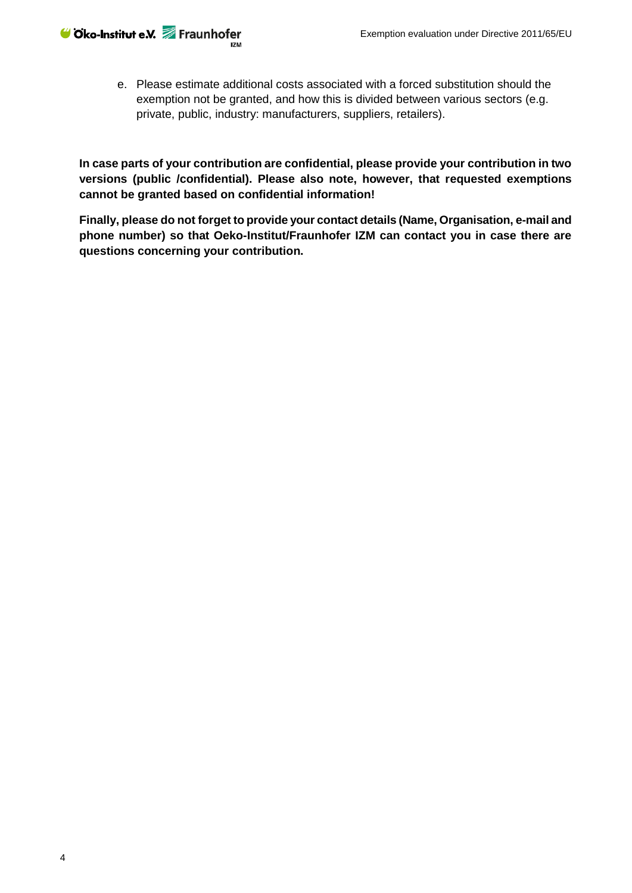e. Please estimate additional costs associated with a forced substitution should the exemption not be granted, and how this is divided between various sectors (e.g. private, public, industry: manufacturers, suppliers, retailers).

**In case parts of your contribution are confidential, please provide your contribution in two versions (public /confidential). Please also note, however, that requested exemptions cannot be granted based on confidential information!**

**Finally, please do not forget to provide your contact details (Name, Organisation, e-mail and phone number) so that Oeko-Institut/Fraunhofer IZM can contact you in case there are questions concerning your contribution.**